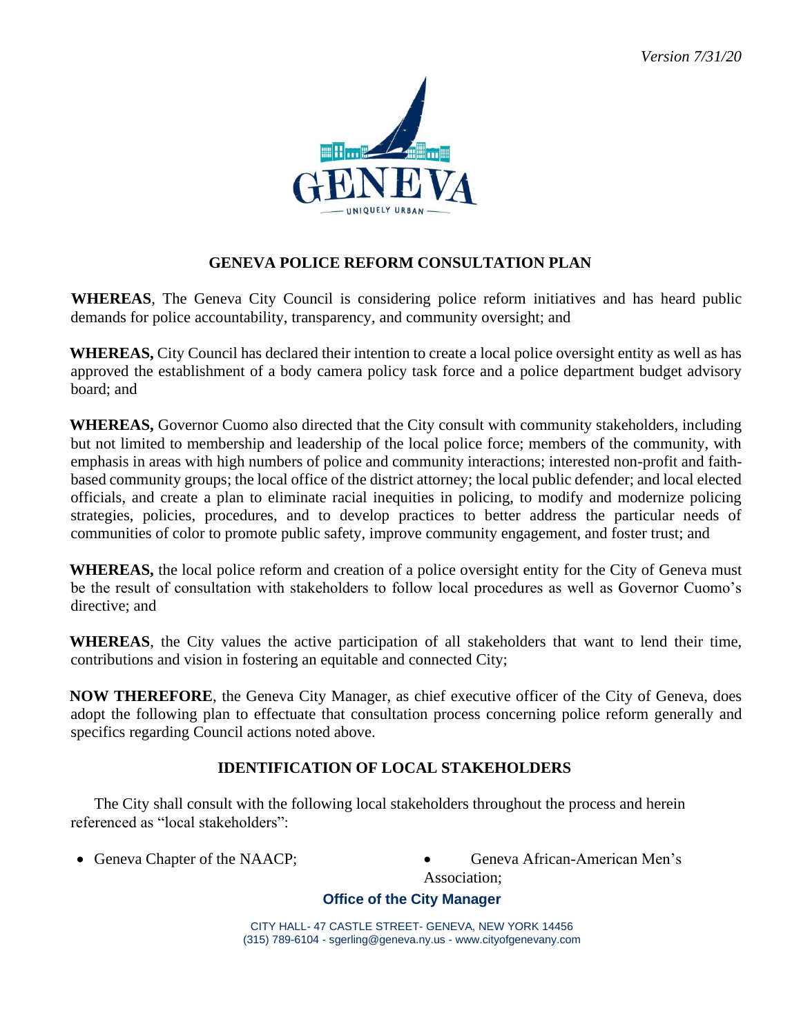*Version 7/31/20*

GENEVA

UNIQUELY URBAN

## GENEVA POLICE REFORM CONSULTATION PLAN

**WHEREAS**, The Geneva City Council is considering police reform initiatives and has heard public demands for police accountability, transparency, and community oversight; and

**WHEREAS,** City Council has declared their intention to create a local police oversight entity as well as has approved the establishment of a body camera policy task force and a police department budget advisory board; and

**WHEREAS,** Governor Cuomo also directed that the City consult with community stakeholders, including but not limited to membership and leadership of the local police force; members of the community, with emphasis in areas with high numbers of police and community interactions; interested non-profit and faith-based community groups; the local office of the district attorney; the local public defender; and local elected officials, and create a plan to eliminate racial inequities in policing, to modify and modernize policing strategies, policies, procedures, and to develop practices to better address the particular needs of communities of color to promote public safety, improve community engagement, and foster trust; and

**WHEREAS,** the local police reform and creation of a police oversight entity for the City of Geneva must be the result of consultation with stakeholders to follow local procedures as well as Governor Cuomo's directive; and

**WHEREAS**, the City values the active participation of all stakeholders that want to lend their time, contributions and vision in fostering an equitable and connected City;

**NOW THEREFORE**, the Geneva City Manager, as chief executive officer of the City of Geneva, does adopt the following plan to effectuate that consultation process concerning police reform generally and specifics regarding Council actions noted above.

## IDENTIFICATION OF LOCAL STAKEHOLDERS

The City shall consult with the following local stakeholders throughout the process and herein referenced as "local stakeholders":

- Geneva Chapter of the NAACP;
- Geneva African-American Men's Association;

**Office of the City Manager**

CITY HALL- 47 CASTLE STREET- GENEVA, NEW YORK 14456
(315) 789-6104 - sgerling@geneva.ny.us - www.cityofgenevany.com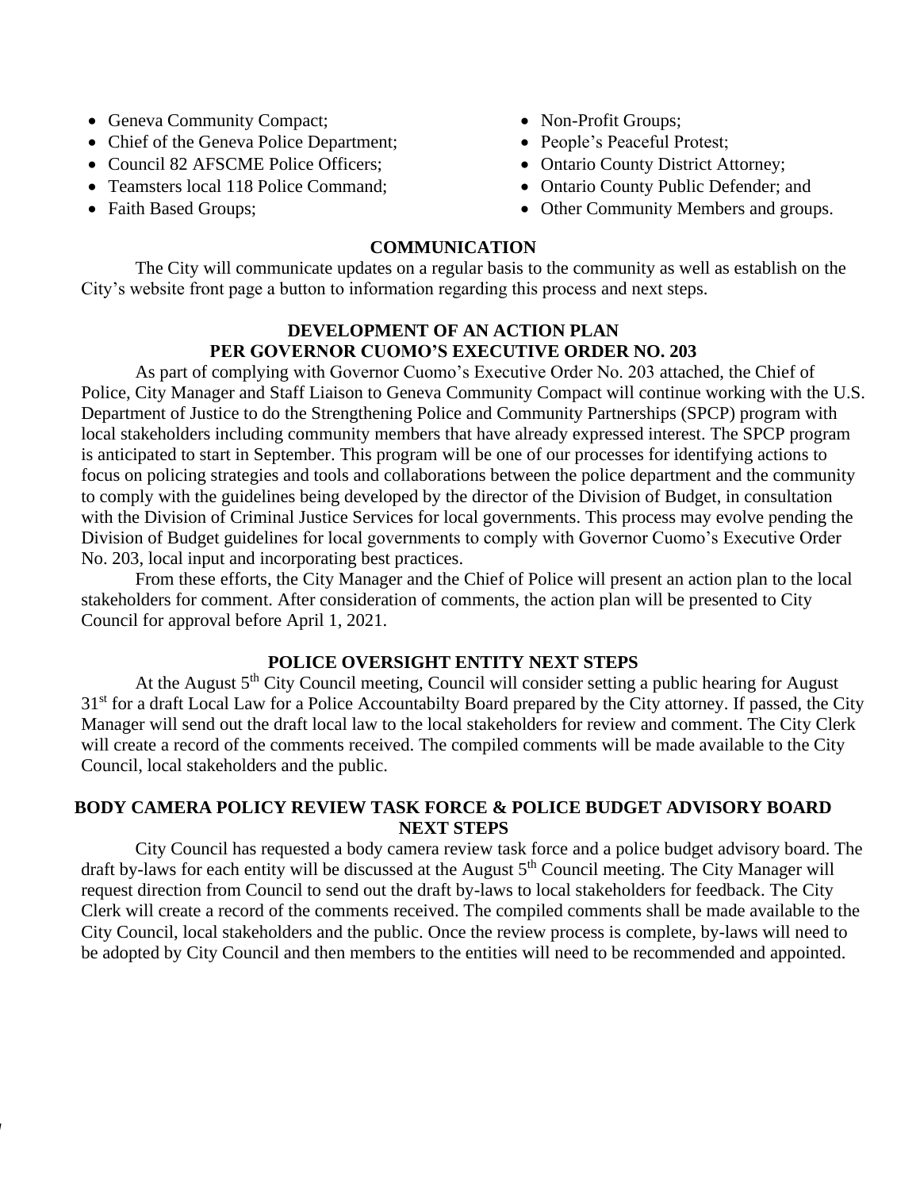- Geneva Community Compact;
- Chief of the Geneva Police Department;
- Council 82 AFSCME Police Officers;
- Teamsters local 118 Police Command;
- Faith Based Groups;
- Non-Profit Groups;
- People's Peaceful Protest;
- Ontario County District Attorney;
- Ontario County Public Defender; and
- Other Community Members and groups.

## COMMUNICATION

The City will communicate updates on a regular basis to the community as well as establish on the City's website front page a button to information regarding this process and next steps.

## DEVELOPMENT OF AN ACTION PLAN PER GOVERNOR CUOMO'S EXECUTIVE ORDER NO. 203

As part of complying with Governor Cuomo's Executive Order No. 203 attached, the Chief of Police, City Manager and Staff Liaison to Geneva Community Compact will continue working with the U.S. Department of Justice to do the Strengthening Police and Community Partnerships (SPCP) program with local stakeholders including community members that have already expressed interest. The SPCP program is anticipated to start in September. This program will be one of our processes for identifying actions to focus on policing strategies and tools and collaborations between the police department and the community to comply with the guidelines being developed by the director of the Division of Budget, in consultation with the Division of Criminal Justice Services for local governments. This process may evolve pending the Division of Budget guidelines for local governments to comply with Governor Cuomo's Executive Order No. 203, local input and incorporating best practices.

From these efforts, the City Manager and the Chief of Police will present an action plan to the local stakeholders for comment. After consideration of comments, the action plan will be presented to City Council for approval before April 1, 2021.

## POLICE OVERSIGHT ENTITY NEXT STEPS

At the August 5th City Council meeting, Council will consider setting a public hearing for August 31st for a draft Local Law for a Police Accountabilty Board prepared by the City attorney. If passed, the City Manager will send out the draft local law to the local stakeholders for review and comment. The City Clerk will create a record of the comments received. The compiled comments will be made available to the City Council, local stakeholders and the public.

## BODY CAMERA POLICY REVIEW TASK FORCE & POLICE BUDGET ADVISORY BOARD NEXT STEPS

City Council has requested a body camera review task force and a police budget advisory board. The draft by-laws for each entity will be discussed at the August 5th Council meeting. The City Manager will request direction from Council to send out the draft by-laws to local stakeholders for feedback. The City Clerk will create a record of the comments received. The compiled comments shall be made available to the City Council, local stakeholders and the public. Once the review process is complete, by-laws will need to be adopted by City Council and then members to the entities will need to be recommended and appointed.